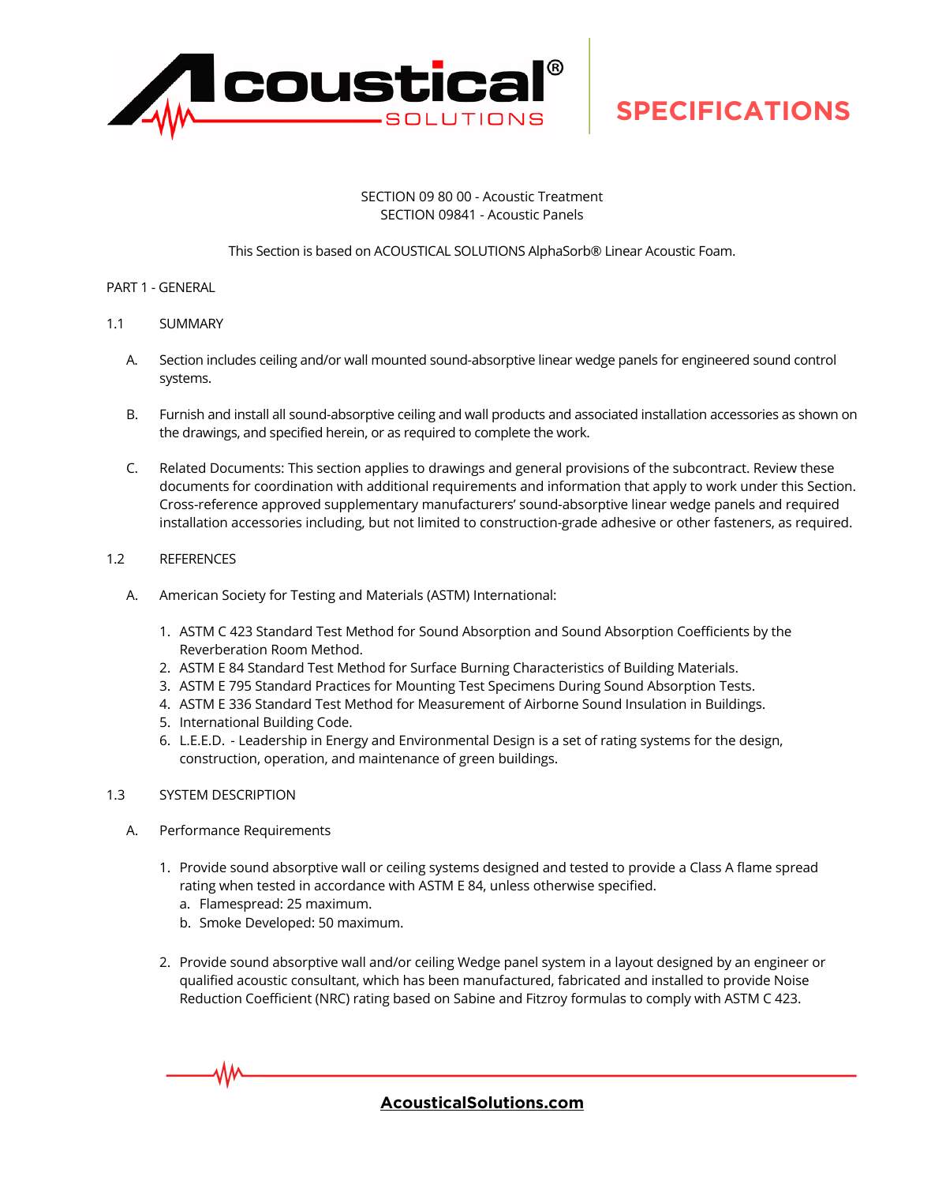SECTION 09 80 00 - Acoustic Treatment
SECTION 09841 - Acoustic Panels

This Section is based on ACOUSTICAL SOLUTIONS AlphaSorb® Linear Acoustic Foam.

PART 1 - GENERAL

1.1 SUMMARY

A. Section includes ceiling and/or wall mounted sound-absorptive linear wedge panels for engineered sound control systems.

B. Furnish and install all sound-absorptive ceiling and wall products and associated installation accessories as shown on the drawings, and specified herein, or as required to complete the work.

C. Related Documents: This section applies to drawings and general provisions of the subcontract. Review these documents for coordination with additional requirements and information that apply to work under this Section. Cross-reference approved supplementary manufacturers' sound-absorptive linear wedge panels and required installation accessories including, but not limited to construction-grade adhesive or other fasteners, as required.

1.2 REFERENCES

A. American Society for Testing and Materials (ASTM) International:

1. ASTM C 423 Standard Test Method for Sound Absorption and Sound Absorption Coefficients by the Reverberation Room Method.
2. ASTM E 84 Standard Test Method for Surface Burning Characteristics of Building Materials.
3. ASTM E 795 Standard Practices for Mounting Test Specimens During Sound Absorption Tests.
4. ASTM E 336 Standard Test Method for Measurement of Airborne Sound Insulation in Buildings.
5. International Building Code.
6. L.E.E.D. - Leadership in Energy and Environmental Design is a set of rating systems for the design, construction, operation, and maintenance of green buildings.

1.3 SYSTEM DESCRIPTION

A. Performance Requirements

1. Provide sound absorptive wall or ceiling systems designed and tested to provide a Class A flame spread rating when tested in accordance with ASTM E 84, unless otherwise specified.
   a. Flamespread: 25 maximum.
   b. Smoke Developed: 50 maximum.

2. Provide sound absorptive wall and/or ceiling Wedge panel system in a layout designed by an engineer or qualified acoustic consultant, which has been manufactured, fabricated and installed to provide Noise Reduction Coefficient (NRC) rating based on Sabine and Fitzroy formulas to comply with ASTM C 423.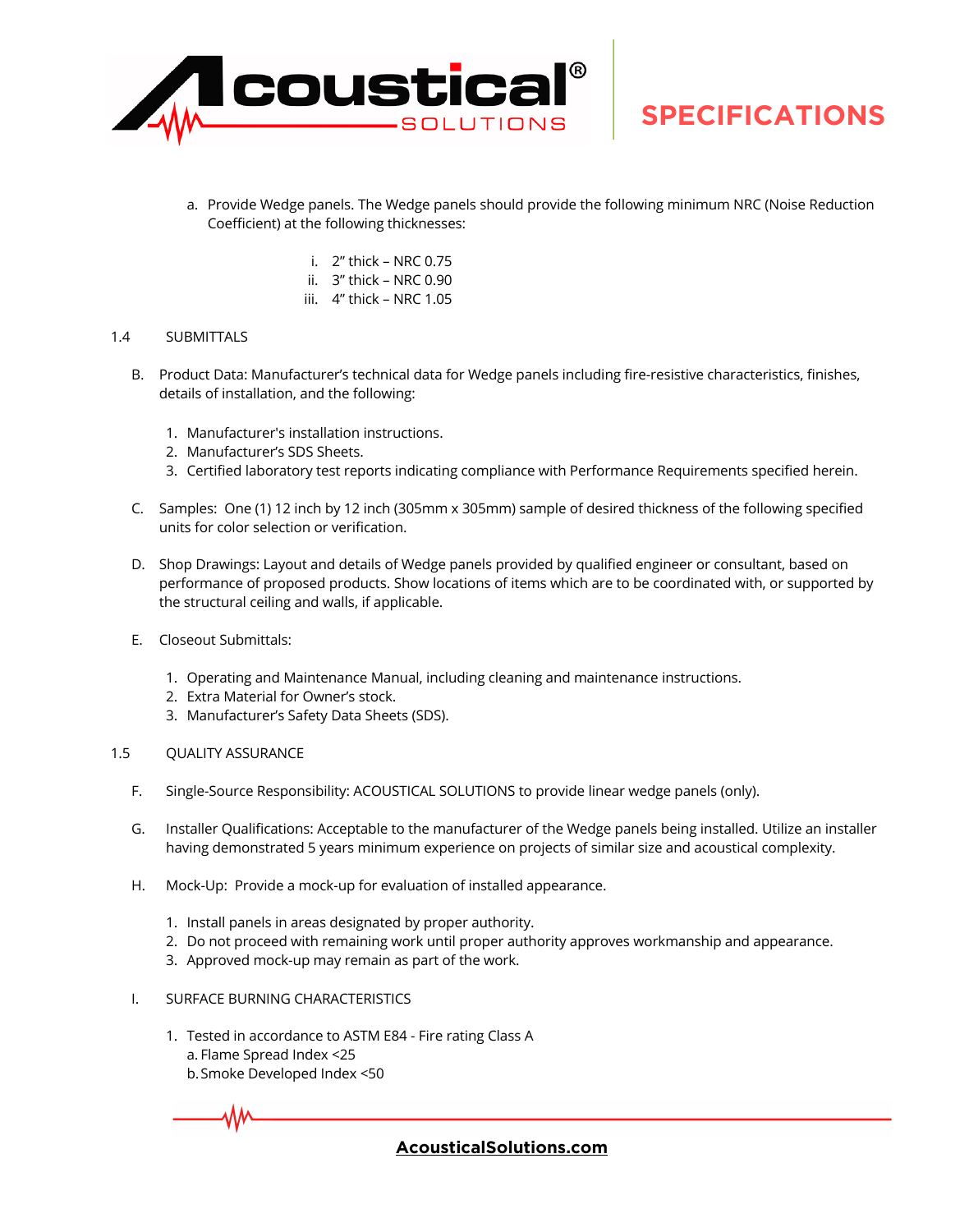a. Provide Wedge panels. The Wedge panels should provide the following minimum NRC (Noise Reduction Coefficient) at the following thicknesses:

   i. 2" thick – NRC 0.75
   ii. 3" thick – NRC 0.90
   iii. 4" thick – NRC 1.05

1.4 SUBMITTALS

B. Product Data: Manufacturer's technical data for Wedge panels including fire-resistive characteristics, finishes, details of installation, and the following:

   1. Manufacturer's installation instructions.
   2. Manufacturer's SDS Sheets.
   3. Certified laboratory test reports indicating compliance with Performance Requirements specified herein.

C. Samples: One (1) 12 inch by 12 inch (305mm x 305mm) sample of desired thickness of the following specified units for color selection or verification.

D. Shop Drawings: Layout and details of Wedge panels provided by qualified engineer or consultant, based on performance of proposed products. Show locations of items which are to be coordinated with, or supported by the structural ceiling and walls, if applicable.

E. Closeout Submittals:

   1. Operating and Maintenance Manual, including cleaning and maintenance instructions.
   2. Extra Material for Owner's stock.
   3. Manufacturer's Safety Data Sheets (SDS).

1.5 QUALITY ASSURANCE

F. Single-Source Responsibility: ACOUSTICAL SOLUTIONS to provide linear wedge panels (only).

G. Installer Qualifications: Acceptable to the manufacturer of the Wedge panels being installed. Utilize an installer having demonstrated 5 years minimum experience on projects of similar size and acoustical complexity.

H. Mock-Up: Provide a mock-up for evaluation of installed appearance.

   1. Install panels in areas designated by proper authority.
   2. Do not proceed with remaining work until proper authority approves workmanship and appearance.
   3. Approved mock-up may remain as part of the work.

I. SURFACE BURNING CHARACTERISTICS

   1. Tested in accordance to ASTM E84 - Fire rating Class A
      a. Flame Spread Index <25
      b. Smoke Developed Index <50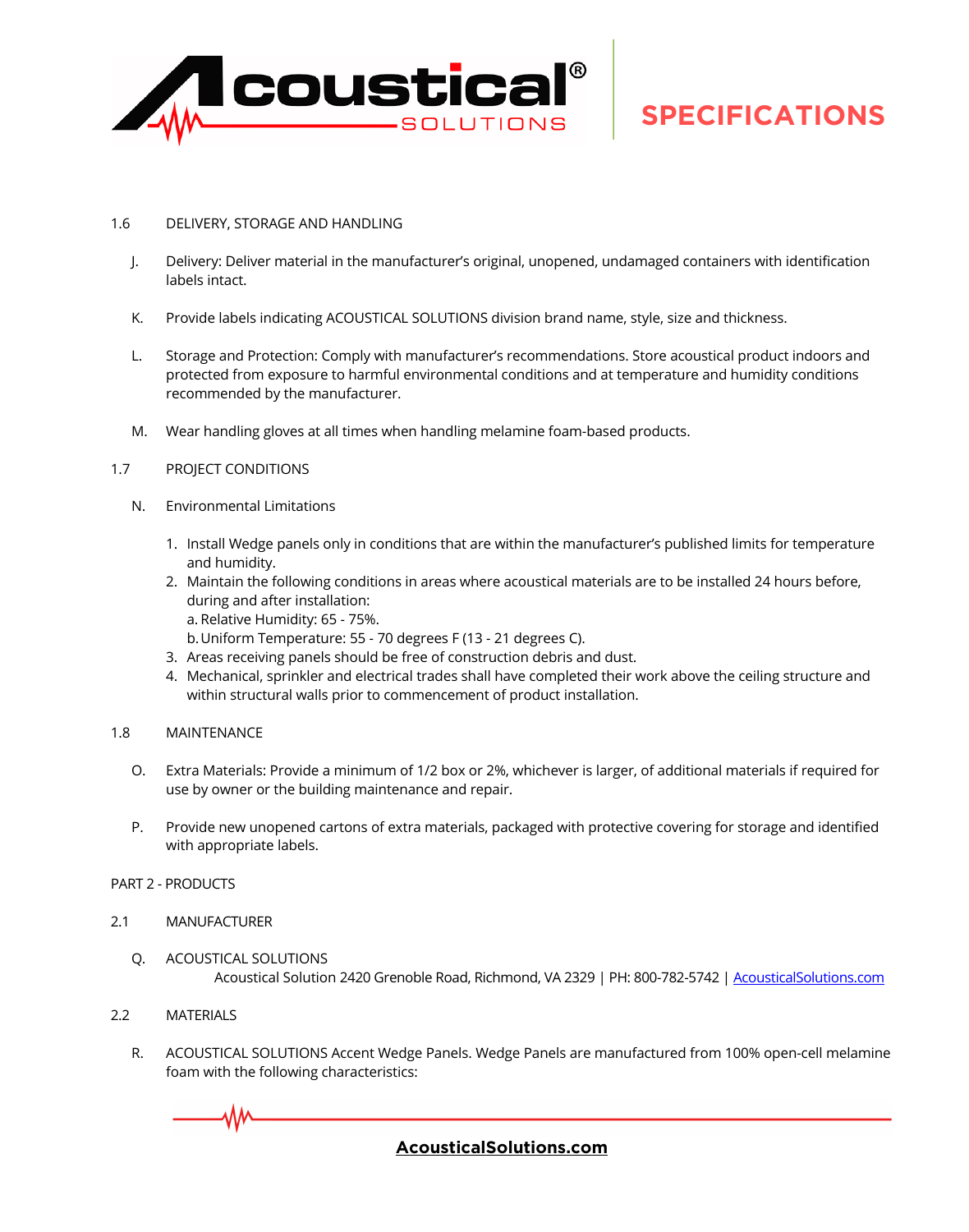1.6 DELIVERY, STORAGE AND HANDLING

J. Delivery: Deliver material in the manufacturer's original, unopened, undamaged containers with identification labels intact.

K. Provide labels indicating ACOUSTICAL SOLUTIONS division brand name, style, size and thickness.

L. Storage and Protection: Comply with manufacturer's recommendations. Store acoustical product indoors and protected from exposure to harmful environmental conditions and at temperature and humidity conditions recommended by the manufacturer.

M. Wear handling gloves at all times when handling melamine foam-based products.

1.7 PROJECT CONDITIONS

N. Environmental Limitations

1. Install Wedge panels only in conditions that are within the manufacturer's published limits for temperature and humidity.
2. Maintain the following conditions in areas where acoustical materials are to be installed 24 hours before, during and after installation:
   a. Relative Humidity: 65 - 75%.
   b. Uniform Temperature: 55 - 70 degrees F (13 - 21 degrees C).
3. Areas receiving panels should be free of construction debris and dust.
4. Mechanical, sprinkler and electrical trades shall have completed their work above the ceiling structure and within structural walls prior to commencement of product installation.

1.8 MAINTENANCE

O. Extra Materials: Provide a minimum of 1/2 box or 2%, whichever is larger, of additional materials if required for use by owner or the building maintenance and repair.

P. Provide new unopened cartons of extra materials, packaged with protective covering for storage and identified with appropriate labels.

PART 2 - PRODUCTS

2.1 MANUFACTURER

Q. ACOUSTICAL SOLUTIONS
Acoustical Solution 2420 Grenoble Road, Richmond, VA 2329 | PH: 800-782-5742 | [AcousticalSolutions.com](AcousticalSolutions.com)

2.2 MATERIALS

R. ACOUSTICAL SOLUTIONS Accent Wedge Panels. Wedge Panels are manufactured from 100% open-cell melamine foam with the following characteristics: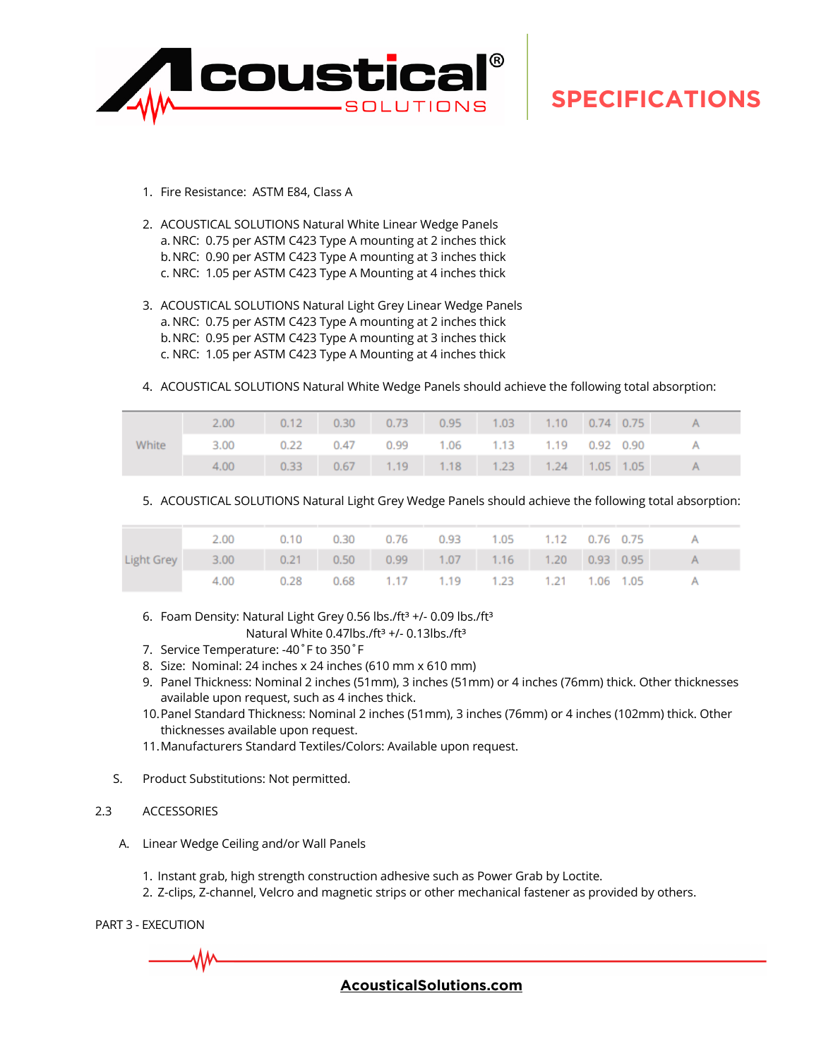1. Fire Resistance: ASTM E84, Class A

2. ACOUSTICAL SOLUTIONS Natural White Linear Wedge Panels
   a. NRC: 0.75 per ASTM C423 Type A mounting at 2 inches thick
   b. NRC: 0.90 per ASTM C423 Type A mounting at 3 inches thick
   c. NRC: 1.05 per ASTM C423 Type A Mounting at 4 inches thick

3. ACOUSTICAL SOLUTIONS Natural Light Grey Linear Wedge Panels
   a. NRC: 0.75 per ASTM C423 Type A mounting at 2 inches thick
   b. NRC: 0.95 per ASTM C423 Type A mounting at 3 inches thick
   c. NRC: 1.05 per ASTM C423 Type A Mounting at 4 inches thick

4. ACOUSTICAL SOLUTIONS Natural White Wedge Panels should achieve the following total absorption:

| | | | | | | | | | | |
|---|---|---|---|---|---|---|---|---|---|---|
| White | 2.00 | 0.12 | 0.30 | 0.73 | 0.95 | 1.03 | 1.10 | 0.74 | 0.75 | A |
| | 3.00 | 0.22 | 0.47 | 0.99 | 1.06 | 1.13 | 1.19 | 0.92 | 0.90 | A |
| | 4.00 | 0.33 | 0.67 | 1.19 | 1.18 | 1.23 | 1.24 | 1.05 | 1.05 | A |

5. ACOUSTICAL SOLUTIONS Natural Light Grey Wedge Panels should achieve the following total absorption:

| | | | | | | | | | | |
|---|---|---|---|---|---|---|---|---|---|---|
| Light Grey | 2.00 | 0.10 | 0.30 | 0.76 | 0.93 | 1.05 | 1.12 | 0.76 | 0.75 | A |
| | 3.00 | 0.21 | 0.50 | 0.99 | 1.07 | 1.16 | 1.20 | 0.93 | 0.95 | A |
| | 4.00 | 0.28 | 0.68 | 1.17 | 1.19 | 1.23 | 1.21 | 1.06 | 1.05 | A |

6. Foam Density: Natural Light Grey 0.56 lbs./ft³ +/- 0.09 lbs./ft³
   Natural White 0.47lbs./ft³ +/- 0.13lbs./ft³
7. Service Temperature: -40˚F to 350˚F
8. Size: Nominal: 24 inches x 24 inches (610 mm x 610 mm)
9. Panel Thickness: Nominal 2 inches (51mm), 3 inches (51mm) or 4 inches (76mm) thick. Other thicknesses available upon request, such as 4 inches thick.
10. Panel Standard Thickness: Nominal 2 inches (51mm), 3 inches (76mm) or 4 inches (102mm) thick. Other thicknesses available upon request.
11. Manufacturers Standard Textiles/Colors: Available upon request.

S. Product Substitutions: Not permitted.

2.3 ACCESSORIES

A. Linear Wedge Ceiling and/or Wall Panels

1. Instant grab, high strength construction adhesive such as Power Grab by Loctite.
2. Z-clips, Z-channel, Velcro and magnetic strips or other mechanical fastener as provided by others.

PART 3 - EXECUTION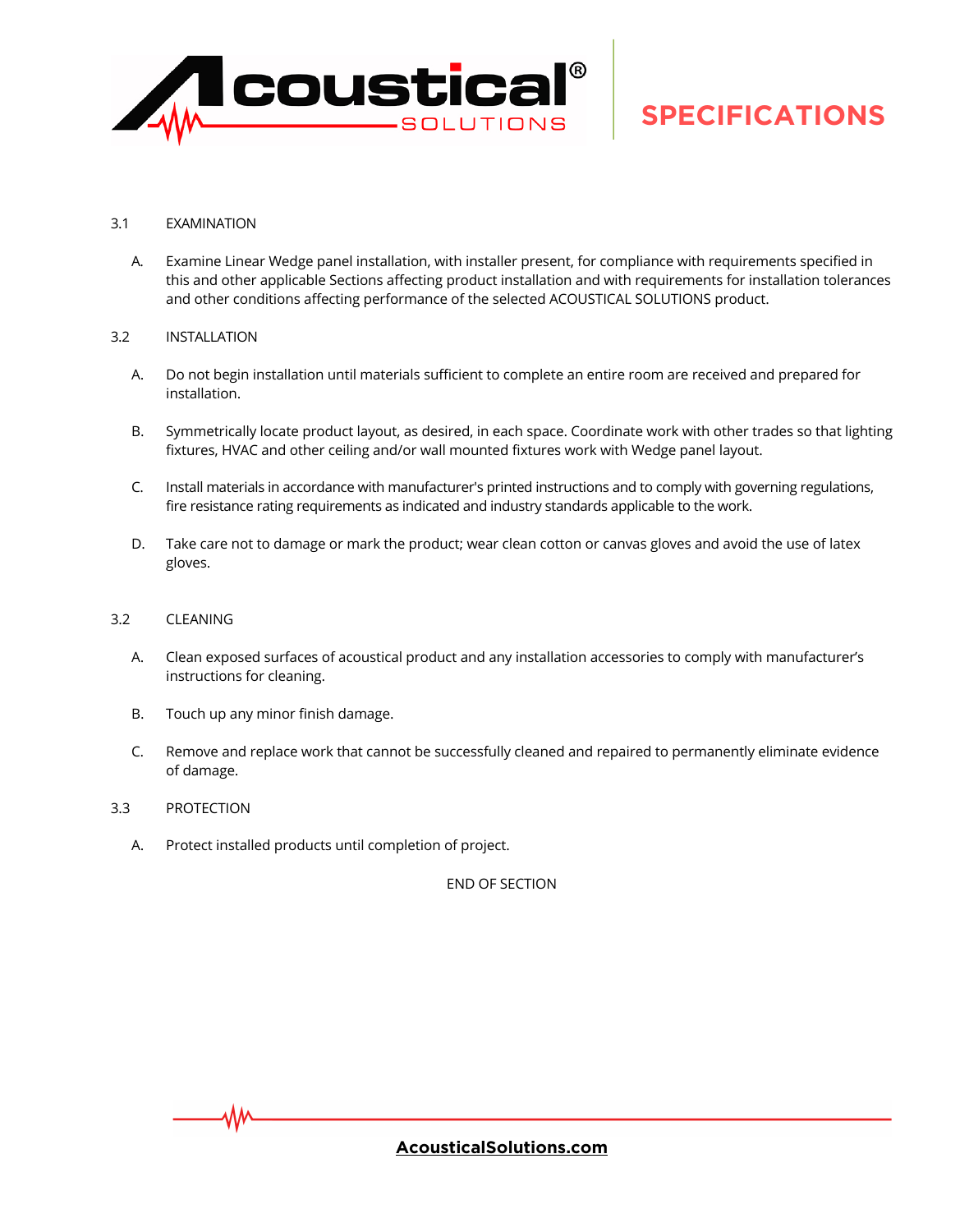3.1 EXAMINATION

A. Examine Linear Wedge panel installation, with installer present, for compliance with requirements specified in this and other applicable Sections affecting product installation and with requirements for installation tolerances and other conditions affecting performance of the selected ACOUSTICAL SOLUTIONS product.

3.2 INSTALLATION

A. Do not begin installation until materials sufficient to complete an entire room are received and prepared for installation.

B. Symmetrically locate product layout, as desired, in each space. Coordinate work with other trades so that lighting fixtures, HVAC and other ceiling and/or wall mounted fixtures work with Wedge panel layout.

C. Install materials in accordance with manufacturer's printed instructions and to comply with governing regulations, fire resistance rating requirements as indicated and industry standards applicable to the work.

D. Take care not to damage or mark the product; wear clean cotton or canvas gloves and avoid the use of latex gloves.

3.2 CLEANING

A. Clean exposed surfaces of acoustical product and any installation accessories to comply with manufacturer's instructions for cleaning.

B. Touch up any minor finish damage.

C. Remove and replace work that cannot be successfully cleaned and repaired to permanently eliminate evidence of damage.

3.3 PROTECTION

A. Protect installed products until completion of project.

END OF SECTION